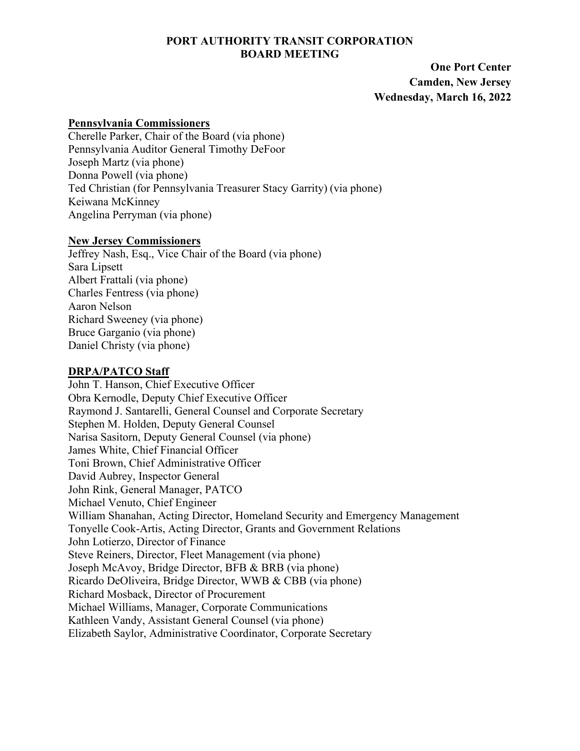**PORT AUTHORITY TRANSIT CORPORATION**
**BOARD MEETING**

**One Port Center**
**Camden, New Jersey**
**Wednesday, March 16, 2022**

**Pennsylvania Commissioners**

Cherelle Parker, Chair of the Board (via phone)
Pennsylvania Auditor General Timothy DeFoor
Joseph Martz (via phone)
Donna Powell (via phone)
Ted Christian (for Pennsylvania Treasurer Stacy Garrity) (via phone)
Keiwana McKinney
Angelina Perryman (via phone)

**New Jersey Commissioners**

Jeffrey Nash, Esq., Vice Chair of the Board (via phone)
Sara Lipsett
Albert Frattali (via phone)
Charles Fentress (via phone)
Aaron Nelson
Richard Sweeney (via phone)
Bruce Garganio (via phone)
Daniel Christy (via phone)

**DRPA/PATCO Staff**

John T. Hanson, Chief Executive Officer
Obra Kernodle, Deputy Chief Executive Officer
Raymond J. Santarelli, General Counsel and Corporate Secretary
Stephen M. Holden, Deputy General Counsel
Narisa Sasitorn, Deputy General Counsel (via phone)
James White, Chief Financial Officer
Toni Brown, Chief Administrative Officer
David Aubrey, Inspector General
John Rink, General Manager, PATCO
Michael Venuto, Chief Engineer
William Shanahan, Acting Director, Homeland Security and Emergency Management
Tonyelle Cook-Artis, Acting Director, Grants and Government Relations
John Lotierzo, Director of Finance
Steve Reiners, Director, Fleet Management (via phone)
Joseph McAvoy, Bridge Director, BFB & BRB (via phone)
Ricardo DeOliveira, Bridge Director, WWB & CBB (via phone)
Richard Mosback, Director of Procurement
Michael Williams, Manager, Corporate Communications
Kathleen Vandy, Assistant General Counsel (via phone)
Elizabeth Saylor, Administrative Coordinator, Corporate Secretary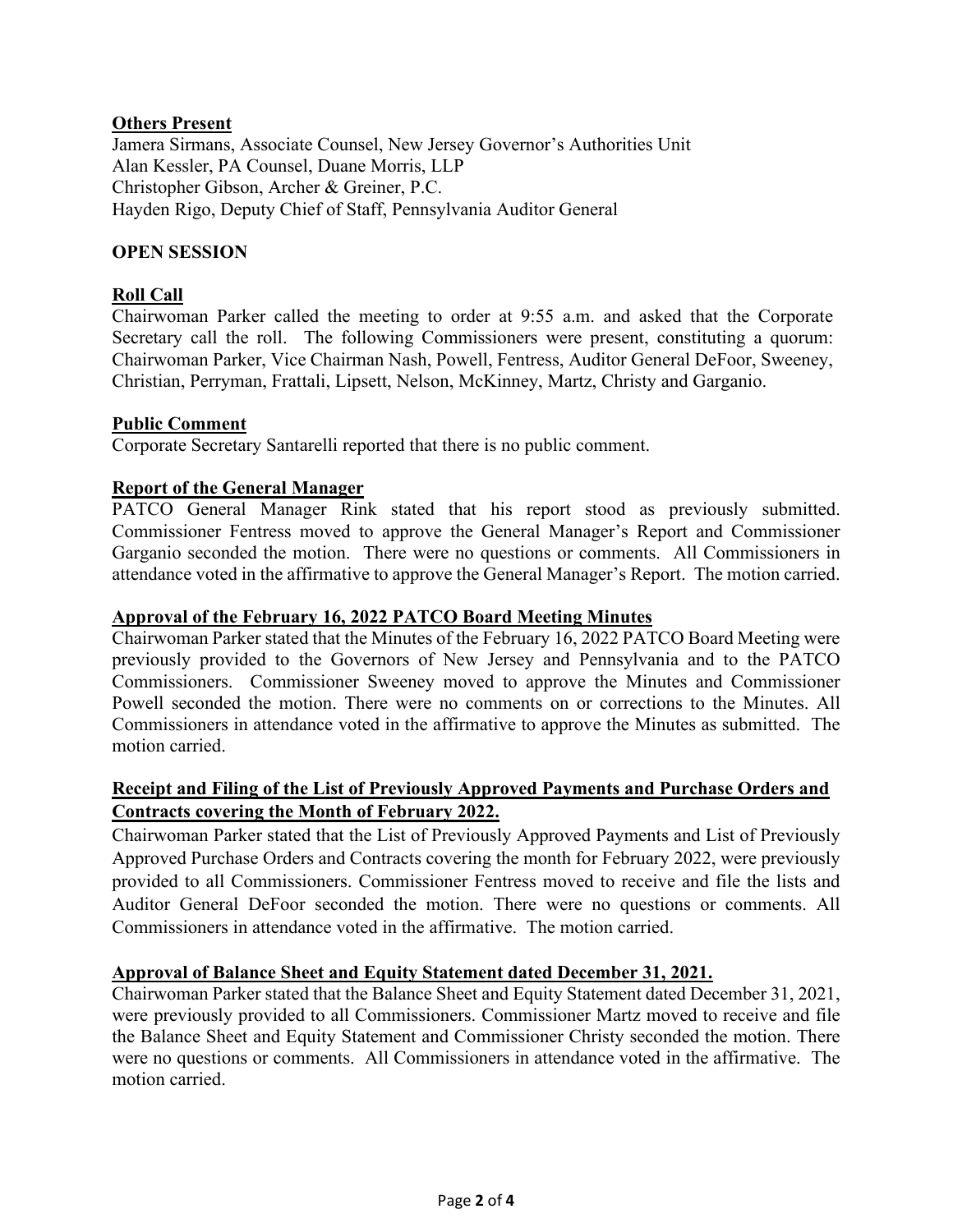**Others Present**

Jamera Sirmans, Associate Counsel, New Jersey Governor's Authorities Unit
Alan Kessler, PA Counsel, Duane Morris, LLP
Christopher Gibson, Archer & Greiner, P.C.
Hayden Rigo, Deputy Chief of Staff, Pennsylvania Auditor General

**OPEN SESSION**

**Roll Call**

Chairwoman Parker called the meeting to order at 9:55 a.m. and asked that the Corporate Secretary call the roll. The following Commissioners were present, constituting a quorum: Chairwoman Parker, Vice Chairman Nash, Powell, Fentress, Auditor General DeFoor, Sweeney, Christian, Perryman, Frattali, Lipsett, Nelson, McKinney, Martz, Christy and Garganio.

**Public Comment**

Corporate Secretary Santarelli reported that there is no public comment.

**Report of the General Manager**

PATCO General Manager Rink stated that his report stood as previously submitted. Commissioner Fentress moved to approve the General Manager's Report and Commissioner Garganio seconded the motion. There were no questions or comments. All Commissioners in attendance voted in the affirmative to approve the General Manager's Report. The motion carried.

**Approval of the February 16, 2022 PATCO Board Meeting Minutes**

Chairwoman Parker stated that the Minutes of the February 16, 2022 PATCO Board Meeting were previously provided to the Governors of New Jersey and Pennsylvania and to the PATCO Commissioners. Commissioner Sweeney moved to approve the Minutes and Commissioner Powell seconded the motion. There were no comments on or corrections to the Minutes. All Commissioners in attendance voted in the affirmative to approve the Minutes as submitted. The motion carried.

**Receipt and Filing of the List of Previously Approved Payments and Purchase Orders and Contracts covering the Month of February 2022.**

Chairwoman Parker stated that the List of Previously Approved Payments and List of Previously Approved Purchase Orders and Contracts covering the month for February 2022, were previously provided to all Commissioners. Commissioner Fentress moved to receive and file the lists and Auditor General DeFoor seconded the motion. There were no questions or comments. All Commissioners in attendance voted in the affirmative. The motion carried.

**Approval of Balance Sheet and Equity Statement dated December 31, 2021.**

Chairwoman Parker stated that the Balance Sheet and Equity Statement dated December 31, 2021, were previously provided to all Commissioners. Commissioner Martz moved to receive and file the Balance Sheet and Equity Statement and Commissioner Christy seconded the motion. There were no questions or comments. All Commissioners in attendance voted in the affirmative. The motion carried.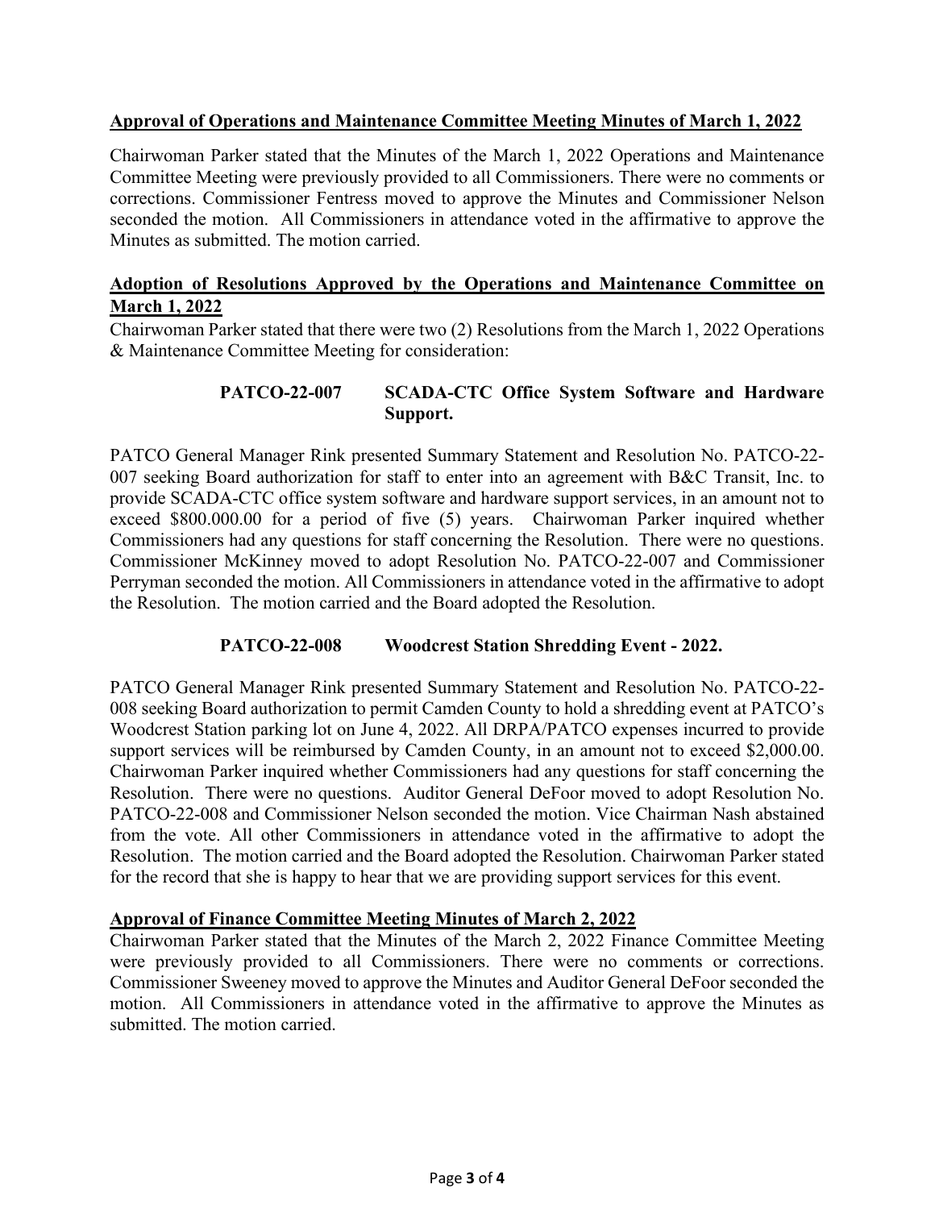**Approval of Operations and Maintenance Committee Meeting Minutes of March 1, 2022**

Chairwoman Parker stated that the Minutes of the March 1, 2022 Operations and Maintenance Committee Meeting were previously provided to all Commissioners. There were no comments or corrections. Commissioner Fentress moved to approve the Minutes and Commissioner Nelson seconded the motion. All Commissioners in attendance voted in the affirmative to approve the Minutes as submitted. The motion carried.

**Adoption of Resolutions Approved by the Operations and Maintenance Committee on March 1, 2022**

Chairwoman Parker stated that there were two (2) Resolutions from the March 1, 2022 Operations & Maintenance Committee Meeting for consideration:

**PATCO-22-007 SCADA-CTC Office System Software and Hardware Support.**

PATCO General Manager Rink presented Summary Statement and Resolution No. PATCO-22-007 seeking Board authorization for staff to enter into an agreement with B&C Transit, Inc. to provide SCADA-CTC office system software and hardware support services, in an amount not to exceed $800.000.00 for a period of five (5) years. Chairwoman Parker inquired whether Commissioners had any questions for staff concerning the Resolution. There were no questions. Commissioner McKinney moved to adopt Resolution No. PATCO-22-007 and Commissioner Perryman seconded the motion. All Commissioners in attendance voted in the affirmative to adopt the Resolution. The motion carried and the Board adopted the Resolution.

**PATCO-22-008 Woodcrest Station Shredding Event - 2022.**

PATCO General Manager Rink presented Summary Statement and Resolution No. PATCO-22-008 seeking Board authorization to permit Camden County to hold a shredding event at PATCO's Woodcrest Station parking lot on June 4, 2022. All DRPA/PATCO expenses incurred to provide support services will be reimbursed by Camden County, in an amount not to exceed $2,000.00. Chairwoman Parker inquired whether Commissioners had any questions for staff concerning the Resolution. There were no questions. Auditor General DeFoor moved to adopt Resolution No. PATCO-22-008 and Commissioner Nelson seconded the motion. Vice Chairman Nash abstained from the vote. All other Commissioners in attendance voted in the affirmative to adopt the Resolution. The motion carried and the Board adopted the Resolution. Chairwoman Parker stated for the record that she is happy to hear that we are providing support services for this event.

**Approval of Finance Committee Meeting Minutes of March 2, 2022**

Chairwoman Parker stated that the Minutes of the March 2, 2022 Finance Committee Meeting were previously provided to all Commissioners. There were no comments or corrections. Commissioner Sweeney moved to approve the Minutes and Auditor General DeFoor seconded the motion. All Commissioners in attendance voted in the affirmative to approve the Minutes as submitted. The motion carried.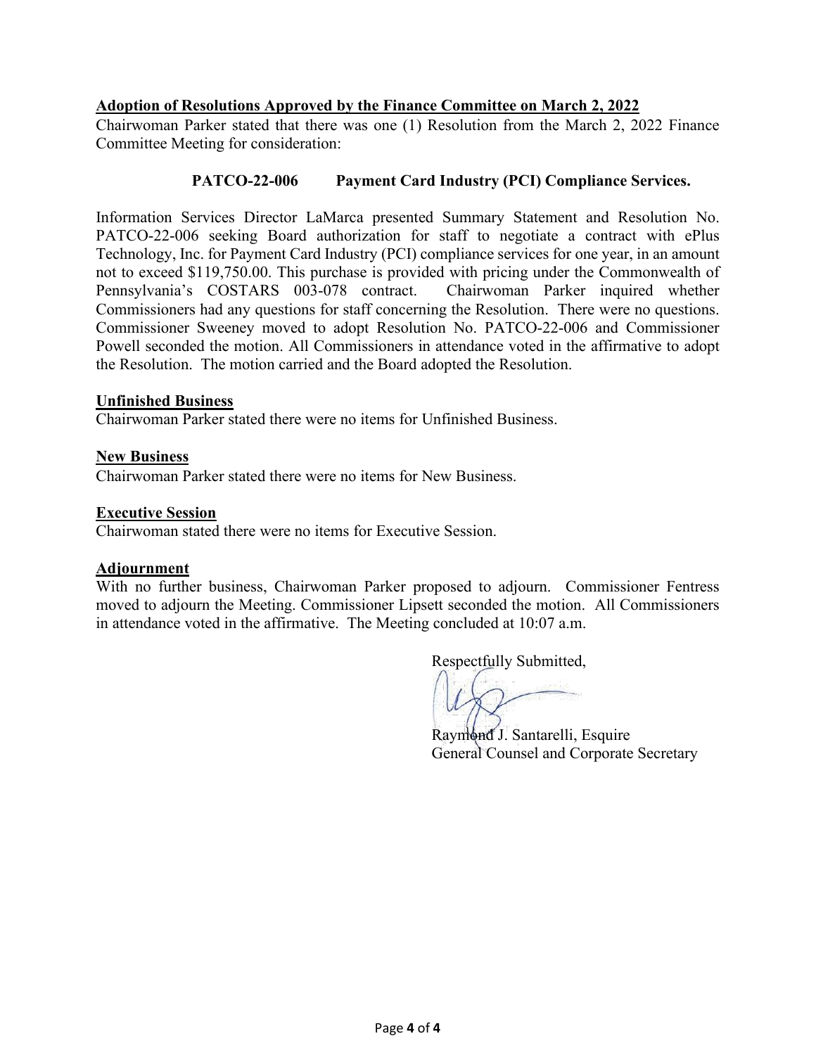**Adoption of Resolutions Approved by the Finance Committee on March 2, 2022**

Chairwoman Parker stated that there was one (1) Resolution from the March 2, 2022 Finance Committee Meeting for consideration:

**PATCO-22-006 Payment Card Industry (PCI) Compliance Services.**

Information Services Director LaMarca presented Summary Statement and Resolution No. PATCO-22-006 seeking Board authorization for staff to negotiate a contract with ePlus Technology, Inc. for Payment Card Industry (PCI) compliance services for one year, in an amount not to exceed $119,750.00. This purchase is provided with pricing under the Commonwealth of Pennsylvania's COSTARS 003-078 contract. Chairwoman Parker inquired whether Commissioners had any questions for staff concerning the Resolution. There were no questions. Commissioner Sweeney moved to adopt Resolution No. PATCO-22-006 and Commissioner Powell seconded the motion. All Commissioners in attendance voted in the affirmative to adopt the Resolution. The motion carried and the Board adopted the Resolution.

**Unfinished Business**

Chairwoman Parker stated there were no items for Unfinished Business.

**New Business**

Chairwoman Parker stated there were no items for New Business.

**Executive Session**

Chairwoman stated there were no items for Executive Session.

**Adjournment**

With no further business, Chairwoman Parker proposed to adjourn. Commissioner Fentress moved to adjourn the Meeting. Commissioner Lipsett seconded the motion. All Commissioners in attendance voted in the affirmative. The Meeting concluded at 10:07 a.m.

Respectfully Submitted,

Raymond J. Santarelli, Esquire
General Counsel and Corporate Secretary